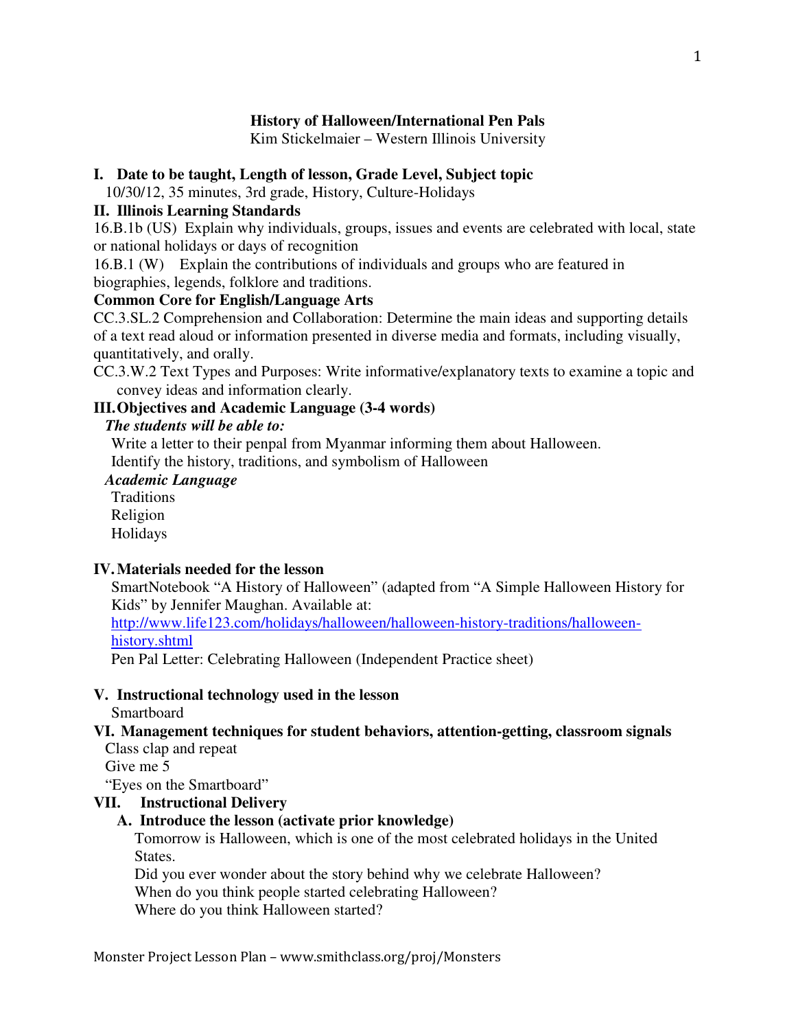# History of Halloween/International Pen Pals

Kim Stickelmaier – Western Illinois University

## I. Date to be taught, Length of lesson, Grade Level, Subject topic

10/30/12, 35 minutes, 3rd grade, History, Culture-Holidays

## II. Illinois Learning Standards

16.B.1b (US) Explain why individuals, groups, issues and events are celebrated with local, state or national holidays or days of recognition

16.B.1 (W) Explain the contributions of individuals and groups who are featured in biographies, legends, folklore and traditions.

**Common Core for English/Language Arts**

CC.3.SL.2 Comprehension and Collaboration: Determine the main ideas and supporting details of a text read aloud or information presented in diverse media and formats, including visually, quantitatively, and orally.

CC.3.W.2 Text Types and Purposes: Write informative/explanatory texts to examine a topic and convey ideas and information clearly.

## III. Objectives and Academic Language (3-4 words)

***The students will be able to:***

Write a letter to their penpal from Myanmar informing them about Halloween.
Identify the history, traditions, and symbolism of Halloween

***Academic Language***

Traditions
Religion
Holidays

## IV. Materials needed for the lesson

SmartNotebook "A History of Halloween" (adapted from "A Simple Halloween History for Kids" by Jennifer Maughan. Available at: http://www.life123.com/holidays/halloween/halloween-history-traditions/halloween-history.shtml

Pen Pal Letter: Celebrating Halloween (Independent Practice sheet)

## V. Instructional technology used in the lesson

Smartboard

## VI. Management techniques for student behaviors, attention-getting, classroom signals

Class clap and repeat
Give me 5
"Eyes on the Smartboard"

## VII. Instructional Delivery

### A. Introduce the lesson (activate prior knowledge)

Tomorrow is Halloween, which is one of the most celebrated holidays in the United States.
Did you ever wonder about the story behind why we celebrate Halloween?
When do you think people started celebrating Halloween?
Where do you think Halloween started?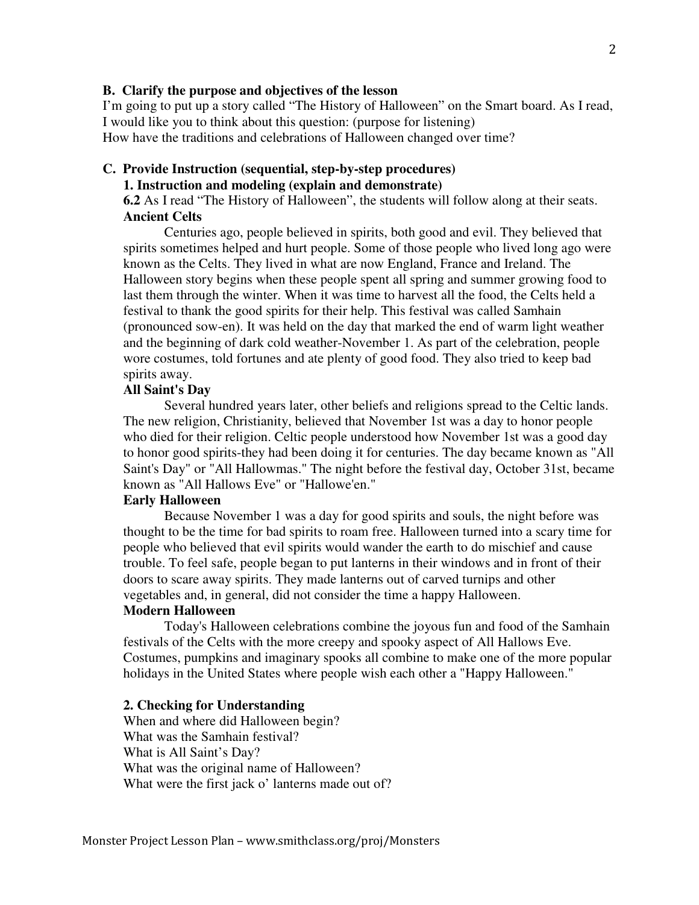**B. Clarify the purpose and objectives of the lesson**

I'm going to put up a story called "The History of Halloween" on the Smart board. As I read, I would like you to think about this question: (purpose for listening)
How have the traditions and celebrations of Halloween changed over time?

**C. Provide Instruction (sequential, step-by-step procedures)**

**1. Instruction and modeling (explain and demonstrate)**

**6.2** As I read "The History of Halloween", the students will follow along at their seats.

**Ancient Celts**

Centuries ago, people believed in spirits, both good and evil. They believed that spirits sometimes helped and hurt people. Some of those people who lived long ago were known as the Celts. They lived in what are now England, France and Ireland. The Halloween story begins when these people spent all spring and summer growing food to last them through the winter. When it was time to harvest all the food, the Celts held a festival to thank the good spirits for their help. This festival was called Samhain (pronounced sow-en). It was held on the day that marked the end of warm light weather and the beginning of dark cold weather-November 1. As part of the celebration, people wore costumes, told fortunes and ate plenty of good food. They also tried to keep bad spirits away.

**All Saint's Day**

Several hundred years later, other beliefs and religions spread to the Celtic lands. The new religion, Christianity, believed that November 1st was a day to honor people who died for their religion. Celtic people understood how November 1st was a good day to honor good spirits-they had been doing it for centuries. The day became known as "All Saint's Day" or "All Hallowmas." The night before the festival day, October 31st, became known as "All Hallows Eve" or "Hallowe'en."

**Early Halloween**

Because November 1 was a day for good spirits and souls, the night before was thought to be the time for bad spirits to roam free. Halloween turned into a scary time for people who believed that evil spirits would wander the earth to do mischief and cause trouble. To feel safe, people began to put lanterns in their windows and in front of their doors to scare away spirits. They made lanterns out of carved turnips and other vegetables and, in general, did not consider the time a happy Halloween.

**Modern Halloween**

Today's Halloween celebrations combine the joyous fun and food of the Samhain festivals of the Celts with the more creepy and spooky aspect of All Hallows Eve. Costumes, pumpkins and imaginary spooks all combine to make one of the more popular holidays in the United States where people wish each other a "Happy Halloween."

**2. Checking for Understanding**

When and where did Halloween begin?
What was the Samhain festival?
What is All Saint's Day?
What was the original name of Halloween?
What were the first jack o' lanterns made out of?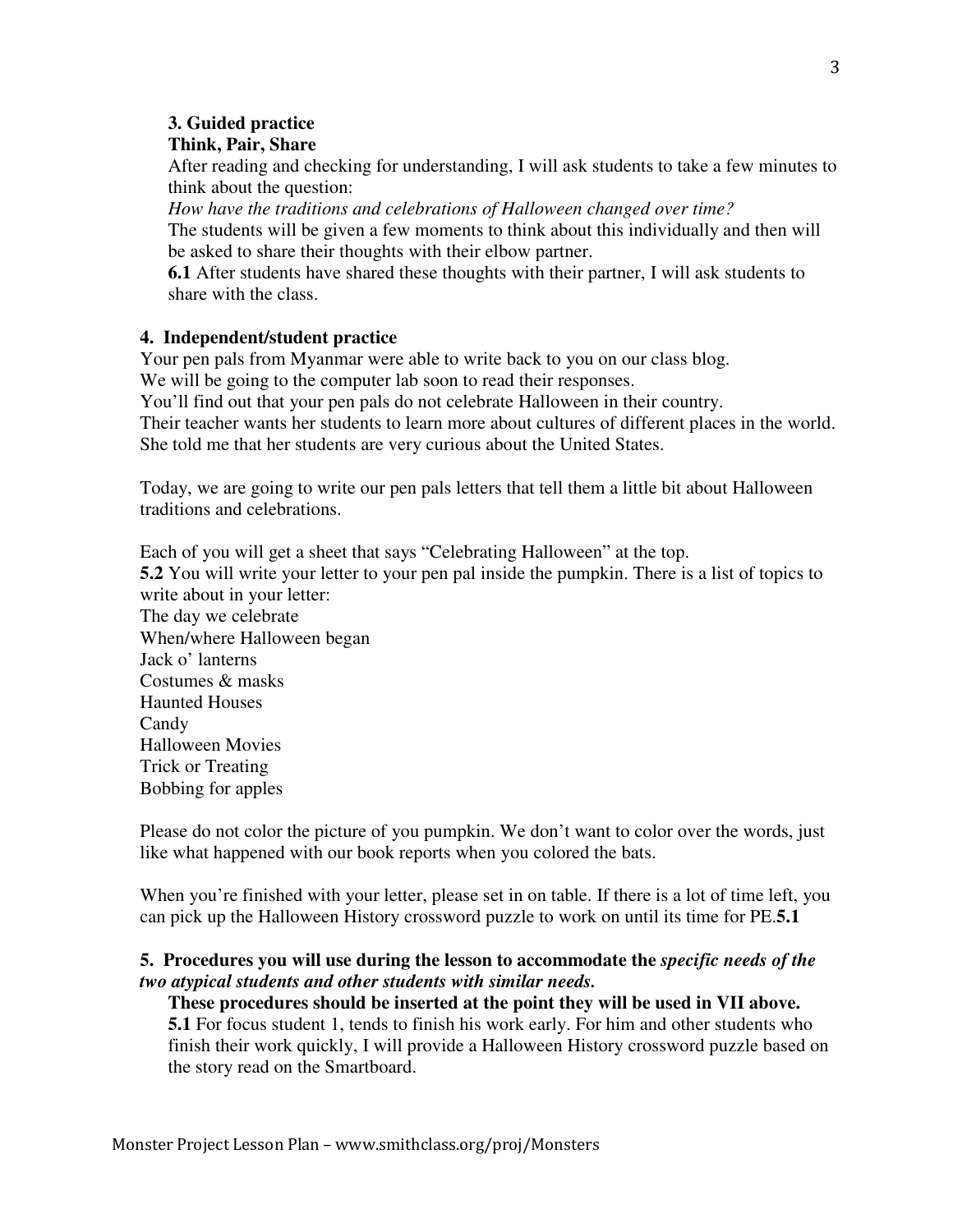**3. Guided practice**

**Think, Pair, Share**

After reading and checking for understanding, I will ask students to take a few minutes to think about the question:

*How have the traditions and celebrations of Halloween changed over time?*

The students will be given a few moments to think about this individually and then will be asked to share their thoughts with their elbow partner.

**6.1** After students have shared these thoughts with their partner, I will ask students to share with the class.

**4. Independent/student practice**

Your pen pals from Myanmar were able to write back to you on our class blog.
We will be going to the computer lab soon to read their responses.
You'll find out that your pen pals do not celebrate Halloween in their country.
Their teacher wants her students to learn more about cultures of different places in the world.
She told me that her students are very curious about the United States.

Today, we are going to write our pen pals letters that tell them a little bit about Halloween traditions and celebrations.

Each of you will get a sheet that says "Celebrating Halloween" at the top.
**5.2** You will write your letter to your pen pal inside the pumpkin. There is a list of topics to write about in your letter:
The day we celebrate
When/where Halloween began
Jack o' lanterns
Costumes & masks
Haunted Houses
Candy
Halloween Movies
Trick or Treating
Bobbing for apples

Please do not color the picture of you pumpkin. We don't want to color over the words, just like what happened with our book reports when you colored the bats.

When you're finished with your letter, please set in on table. If there is a lot of time left, you can pick up the Halloween History crossword puzzle to work on until its time for PE.**5.1**

**5. Procedures you will use during the lesson to accommodate the *specific needs of the two atypical students and other students with similar needs.***

**These procedures should be inserted at the point they will be used in VII above.**

**5.1** For focus student 1, tends to finish his work early. For him and other students who finish their work quickly, I will provide a Halloween History crossword puzzle based on the story read on the Smartboard.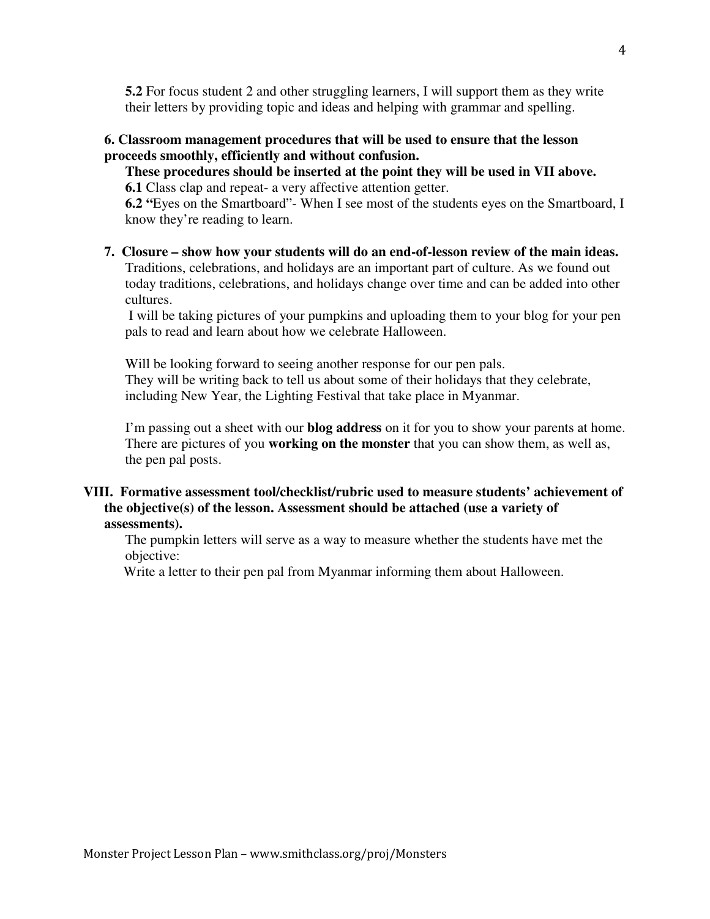**5.2** For focus student 2 and other struggling learners, I will support them as they write their letters by providing topic and ideas and helping with grammar and spelling.

**6. Classroom management procedures that will be used to ensure that the lesson proceeds smoothly, efficiently and without confusion.**

**These procedures should be inserted at the point they will be used in VII above.**

**6.1** Class clap and repeat- a very affective attention getter.

**6.2 "**Eyes on the Smartboard"- When I see most of the students eyes on the Smartboard, I know they're reading to learn.

**7. Closure – show how your students will do an end-of-lesson review of the main ideas.**

Traditions, celebrations, and holidays are an important part of culture. As we found out today traditions, celebrations, and holidays change over time and can be added into other cultures.

I will be taking pictures of your pumpkins and uploading them to your blog for your pen pals to read and learn about how we celebrate Halloween.

Will be looking forward to seeing another response for our pen pals.
They will be writing back to tell us about some of their holidays that they celebrate, including New Year, the Lighting Festival that take place in Myanmar.

I'm passing out a sheet with our **blog address** on it for you to show your parents at home. There are pictures of you **working on the monster** that you can show them, as well as, the pen pal posts.

**VIII. Formative assessment tool/checklist/rubric used to measure students' achievement of the objective(s) of the lesson. Assessment should be attached (use a variety of assessments).**

The pumpkin letters will serve as a way to measure whether the students have met the objective:

Write a letter to their pen pal from Myanmar informing them about Halloween.